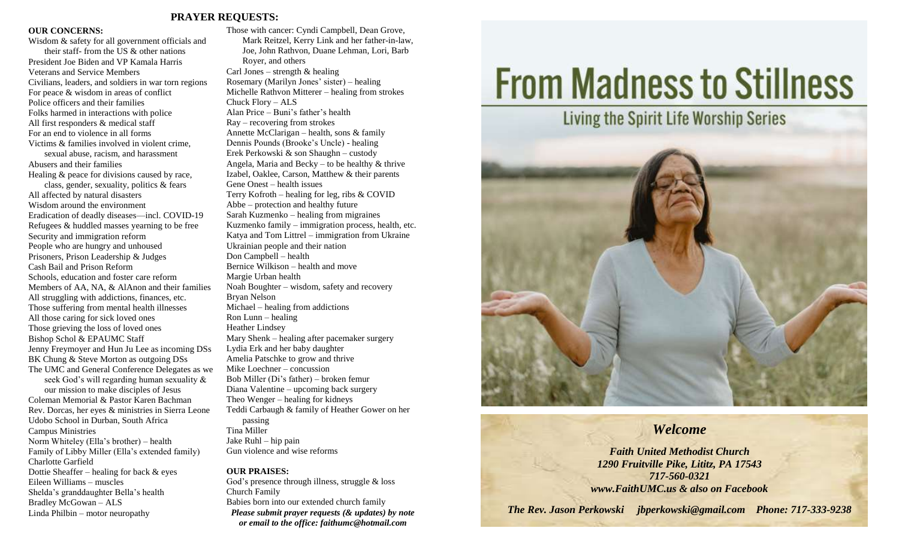## PRAYER REQUESTS:

**OUR CONCERNS:**

Wisdom & safety for all government officials and their staff- from the US & other nations
President Joe Biden and VP Kamala Harris
Veterans and Service Members
Civilians, leaders, and soldiers in war torn regions
For peace & wisdom in areas of conflict
Police officers and their families
Folks harmed in interactions with police
All first responders & medical staff
For an end to violence in all forms
Victims & families involved in violent crime, sexual abuse, racism, and harassment
Abusers and their families
Healing & peace for divisions caused by race, class, gender, sexuality, politics & fears
All affected by natural disasters
Wisdom around the environment
Eradication of deadly diseases—incl. COVID-19
Refugees & huddled masses yearning to be free
Security and immigration reform
People who are hungry and unhoused
Prisoners, Prison Leadership & Judges
Cash Bail and Prison Reform
Schools, education and foster care reform
Members of AA, NA, & AlAnon and their families
All struggling with addictions, finances, etc.
Those suffering from mental health illnesses
All those caring for sick loved ones
Those grieving the loss of loved ones
Bishop Schol & EPAUMC Staff
Jenny Freymoyer and Hun Ju Lee as incoming DSs
BK Chung & Steve Morton as outgoing DSs
The UMC and General Conference Delegates as we seek God's will regarding human sexuality & our mission to make disciples of Jesus
Coleman Memorial & Pastor Karen Bachman
Rev. Dorcas, her eyes & ministries in Sierra Leone
Udobo School in Durban, South Africa
Campus Ministries
Norm Whiteley (Ella's brother) – health
Family of Libby Miller (Ella's extended family)
Charlotte Garfield
Dottie Sheaffer – healing for back & eyes
Eileen Williams – muscles
Shelda's granddaughter Bella's health
Bradley McGowan – ALS
Linda Philbin – motor neuropathy
Those with cancer: Cyndi Campbell, Dean Grove, Mark Reitzel, Kerry Link and her father-in-law, Joe, John Rathvon, Duane Lehman, Lori, Barb Royer, and others
Carl Jones – strength & healing
Rosemary (Marilyn Jones' sister) – healing
Michelle Rathvon Mitterer – healing from strokes
Chuck Flory – ALS
Alan Price – Buni's father's health
Ray – recovering from strokes
Annette McClarigan – health, sons & family
Dennis Pounds (Brooke's Uncle) - healing
Erek Perkowski & son Shaughn – custody
Angela, Maria and Becky – to be healthy & thrive
Izabel, Oaklee, Carson, Matthew & their parents
Gene Onest – health issues
Terry Kofroth – healing for leg, ribs & COVID
Abbe – protection and healthy future
Sarah Kuzmenko – healing from migraines
Kuzmenko family – immigration process, health, etc.
Katya and Tom Littrel – immigration from Ukraine
Ukrainian people and their nation
Don Campbell – health
Bernice Wilkison – health and move
Margie Urban health
Noah Boughter – wisdom, safety and recovery
Bryan Nelson
Michael – healing from addictions
Ron Lunn – healing
Heather Lindsey
Mary Shenk – healing after pacemaker surgery
Lydia Erk and her baby daughter
Amelia Patschke to grow and thrive
Mike Loechner – concussion
Bob Miller (Di's father) – broken femur
Diana Valentine – upcoming back surgery
Theo Wenger – healing for kidneys
Teddi Carbaugh & family of Heather Gower on her passing
Tina Miller
Jake Ruhl – hip pain
Gun violence and wise reforms

**OUR PRAISES:**

God's presence through illness, struggle & loss
Church Family
Babies born into our extended church family

***Please submit prayer requests (& updates) by note or email to the office: faithumc@hotmail.com***

# From Madness to Stillness

## Living the Spirit Life Worship Series

## *Welcome*

***Faith United Methodist Church***
***1290 Fruitville Pike, Lititz, PA 17543***
***717-560-0321***
***www.FaithUMC.us & also on Facebook***

***The Rev. Jason Perkowski jbperkowski@gmail.com Phone: 717-333-9238***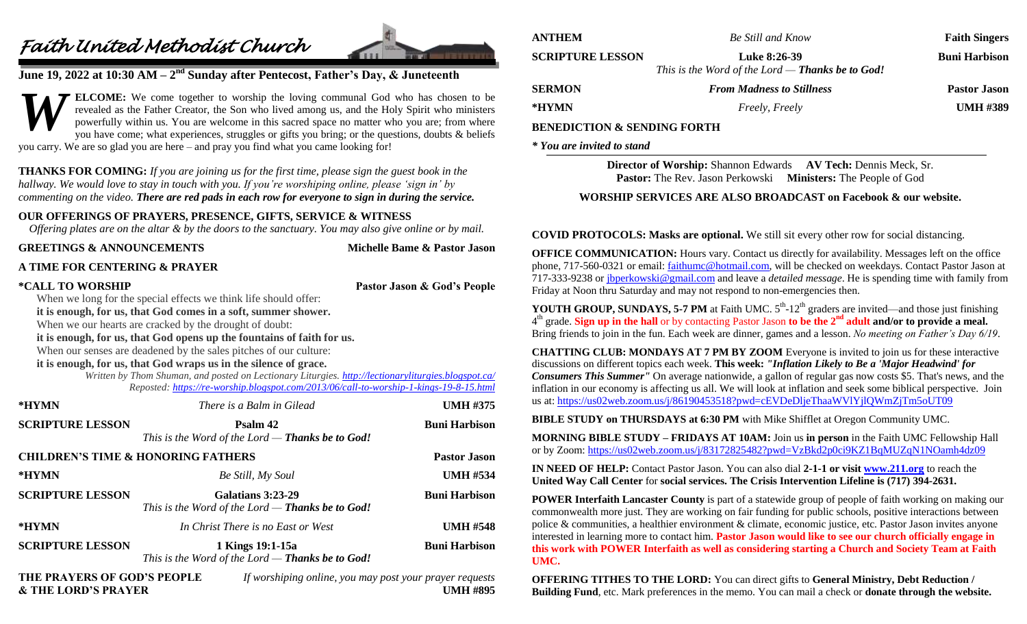# *Faith United Methodist Church*

## June 19, 2022 at 10:30 AM – 2nd Sunday after Pentecost, Father's Day, & Juneteenth

**WELCOME:** We come together to worship the loving communal God who has chosen to be revealed as the Father Creator, the Son who lived among us, and the Holy Spirit who ministers powerfully within us. You are welcome in this sacred space no matter who you are; from where you have come; what experiences, struggles or gifts you bring; or the questions, doubts & beliefs you carry. We are so glad you are here – and pray you find what you came looking for!

**THANKS FOR COMING:** *If you are joining us for the first time, please sign the guest book in the hallway. We would love to stay in touch with you. If you're worshiping online, please 'sign in' by commenting on the video.* ***There are red pads in each row for everyone to sign in during the service.***

**OUR OFFERINGS OF PRAYERS, PRESENCE, GIFTS, SERVICE & WITNESS**
*Offering plates are on the altar & by the doors to the sanctuary. You may also give online or by mail.*

**GREETINGS & ANNOUNCEMENTS** — **Michelle Bame & Pastor Jason**

**A TIME FOR CENTERING & PRAYER**

**\*CALL TO WORSHIP** — **Pastor Jason & God's People**

When we long for the special effects we think life should offer:
**it is enough, for us, that God comes in a soft, summer shower.**
When our hearts are cracked by the drought of doubt:
**it is enough, for us, that God opens up the fountains of faith for us.**
When our senses are deadened by the sales pitches of our culture:
**it is enough, for us, that God wraps us in the silence of grace.**

*Written by Thom Shuman, and posted on Lectionary Liturgies. http://lectionaryliturgies.blogspot.ca/*
*Reposted: https://re-worship.blogspot.com/2013/06/call-to-worship-1-kings-19-8-15.html*

| | | |
|---|---|---|
| **\*HYMN** | *There is a Balm in Gilead* | **UMH #375** |
| **SCRIPTURE LESSON** | **Psalm 42**<br>*This is the Word of the Lord — **Thanks be to God!*** | **Buni Harbison** |
| **CHILDREN'S TIME & HONORING FATHERS** | | **Pastor Jason** |
| **\*HYMN** | *Be Still, My Soul* | **UMH #534** |
| **SCRIPTURE LESSON** | **Galatians 3:23-29**<br>*This is the Word of the Lord — **Thanks be to God!*** | **Buni Harbison** |
| **\*HYMN** | *In Christ There is no East or West* | **UMH #548** |
| **SCRIPTURE LESSON** | **1 Kings 19:1-15a**<br>*This is the Word of the Lord — **Thanks be to God!*** | **Buni Harbison** |
| **THE PRAYERS OF GOD'S PEOPLE & THE LORD'S PRAYER** | *If worshiping online, you may post your prayer requests* | **UMH #895** |
| **ANTHEM** | *Be Still and Know* | **Faith Singers** |
| **SCRIPTURE LESSON** | **Luke 8:26-39**<br>*This is the Word of the Lord — **Thanks be to God!*** | **Buni Harbison** |
| **SERMON** | ***From Madness to Stillness*** | **Pastor Jason** |
| **\*HYMN** | *Freely, Freely* | **UMH #389** |

**BENEDICTION & SENDING FORTH**

*\* You are invited to stand*

**Director of Worship:** Shannon Edwards **AV Tech:** Dennis Meck, Sr.
**Pastor:** The Rev. Jason Perkowski **Ministers:** The People of God

**WORSHIP SERVICES ARE ALSO BROADCAST on Facebook & our website.**

**COVID PROTOCOLS: Masks are optional.** We still sit every other row for social distancing.

**OFFICE COMMUNICATION:** Hours vary. Contact us directly for availability. Messages left on the office phone, 717-560-0321 or email: faithumc@hotmail.com, will be checked on weekdays. Contact Pastor Jason at 717-333-9238 or jbperkowski@gmail.com and leave a *detailed message*. He is spending time with family from Friday at Noon thru Saturday and may not respond to non-emergencies then.

**YOUTH GROUP, SUNDAYS, 5-7 PM** at Faith UMC. 5th-12th graders are invited—and those just finishing 4th grade. **Sign up in the hall** or by contacting Pastor Jason **to be the 2nd adult and/or to provide a meal.** Bring friends to join in the fun. Each week are dinner, games and a lesson. *No meeting on Father's Day 6/19*.

**CHATTING CLUB: MONDAYS AT 7 PM BY ZOOM** Everyone is invited to join us for these interactive discussions on different topics each week. **This week:** ***"Inflation Likely to Be a 'Major Headwind' for Consumers This Summer"*** On average nationwide, a gallon of regular gas now costs $5. That's news, and the inflation in our economy is affecting us all. We will look at inflation and seek some biblical perspective. Join us at: https://us02web.zoom.us/j/86190453518?pwd=cEVDeDljeThaaWVlYjlQWmZjTm5oUT09

**BIBLE STUDY on THURSDAYS at 6:30 PM** with Mike Shifflet at Oregon Community UMC.

**MORNING BIBLE STUDY – FRIDAYS AT 10AM:** Join us **in person** in the Faith UMC Fellowship Hall or by Zoom: https://us02web.zoom.us/j/83172825482?pwd=VzBkd2p0ci9KZ1BqMUZqN1NOamh4dz09

**IN NEED OF HELP:** Contact Pastor Jason. You can also dial **2-1-1 or visit www.211.org** to reach the **United Way Call Center** for **social services. The Crisis Intervention Lifeline is (717) 394-2631.**

**POWER Interfaith Lancaster County** is part of a statewide group of people of faith working on making our commonwealth more just. They are working on fair funding for public schools, positive interactions between police & communities, a healthier environment & climate, economic justice, etc. Pastor Jason invites anyone interested in learning more to contact him. **Pastor Jason would like to see our church officially engage in this work with POWER Interfaith as well as considering starting a Church and Society Team at Faith UMC.**

**OFFERING TITHES TO THE LORD:** You can direct gifts to **General Ministry, Debt Reduction / Building Fund**, etc. Mark preferences in the memo. You can mail a check or **donate through the website.**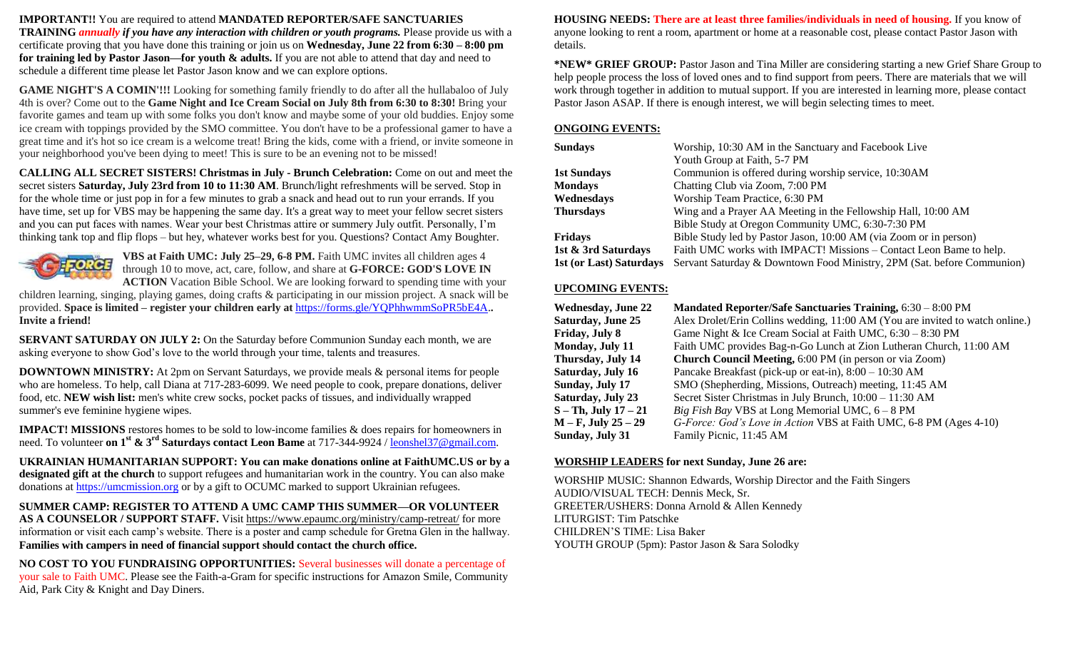**IMPORTANT!!** You are required to attend **MANDATED REPORTER/SAFE SANCTUARIES TRAINING** ***annually if you have any interaction with children or youth programs.*** Please provide us with a certificate proving that you have done this training or join us on **Wednesday, June 22 from 6:30 – 8:00 pm for training led by Pastor Jason—for youth & adults.** If you are not able to attend that day and need to schedule a different time please let Pastor Jason know and we can explore options.

**GAME NIGHT'S A COMIN'!!!** Looking for something family friendly to do after all the hullabaloo of July 4th is over? Come out to the **Game Night and Ice Cream Social on July 8th from 6:30 to 8:30!** Bring your favorite games and team up with some folks you don't know and maybe some of your old buddies. Enjoy some ice cream with toppings provided by the SMO committee. You don't have to be a professional gamer to have a great time and it's hot so ice cream is a welcome treat! Bring the kids, come with a friend, or invite someone in your neighborhood you've been dying to meet! This is sure to be an evening not to be missed!

**CALLING ALL SECRET SISTERS! Christmas in July - Brunch Celebration:** Come on out and meet the secret sisters **Saturday, July 23rd from 10 to 11:30 AM**. Brunch/light refreshments will be served. Stop in for the whole time or just pop in for a few minutes to grab a snack and head out to run your errands. If you have time, set up for VBS may be happening the same day. It's a great way to meet your fellow secret sisters and you can put faces with names. Wear your best Christmas attire or summery July outfit. Personally, I'm thinking tank top and flip flops – but hey, whatever works best for you. Questions? Contact Amy Boughter.

**VBS at Faith UMC: July 25–29, 6-8 PM.** Faith UMC invites all children ages 4 through 10 to move, act, care, follow, and share at **G-FORCE: GOD'S LOVE IN ACTION** Vacation Bible School. We are looking forward to spending time with your children learning, singing, playing games, doing crafts & participating in our mission project. A snack will be provided. **Space is limited – register your children early at** https://forms.gle/YQPhhwmmSoPR5bE4A.. **Invite a friend!**

**SERVANT SATURDAY ON JULY 2:** On the Saturday before Communion Sunday each month, we are asking everyone to show God's love to the world through your time, talents and treasures.

**DOWNTOWN MINISTRY:** At 2pm on Servant Saturdays, we provide meals & personal items for people who are homeless. To help, call Diana at 717-283-6099. We need people to cook, prepare donations, deliver food, etc. **NEW wish list:** men's white crew socks, pocket packs of tissues, and individually wrapped summer's eve feminine hygiene wipes.

**IMPACT! MISSIONS** restores homes to be sold to low-income families & does repairs for homeowners in need. To volunteer **on 1st & 3rd Saturdays contact Leon Bame** at 717-344-9924 / leonshel37@gmail.com.

**UKRAINIAN HUMANITARIAN SUPPORT: You can make donations online at FaithUMC.US or by a designated gift at the church** to support refugees and humanitarian work in the country. You can also make donations at https://umcmission.org or by a gift to OCUMC marked to support Ukrainian refugees.

**SUMMER CAMP: REGISTER TO ATTEND A UMC CAMP THIS SUMMER—OR VOLUNTEER AS A COUNSELOR / SUPPORT STAFF.** Visit https://www.epaumc.org/ministry/camp-retreat/ for more information or visit each camp's website. There is a poster and camp schedule for Gretna Glen in the hallway. **Families with campers in need of financial support should contact the church office.**

**NO COST TO YOU FUNDRAISING OPPORTUNITIES:** Several businesses will donate a percentage of your sale to Faith UMC. Please see the Faith-a-Gram for specific instructions for Amazon Smile, Community Aid, Park City & Knight and Day Diners.

**HOUSING NEEDS: There are at least three families/individuals in need of housing.** If you know of anyone looking to rent a room, apartment or home at a reasonable cost, please contact Pastor Jason with details.

**\*NEW\* GRIEF GROUP:** Pastor Jason and Tina Miller are considering starting a new Grief Share Group to help people process the loss of loved ones and to find support from peers. There are materials that we will work through together in addition to mutual support. If you are interested in learning more, please contact Pastor Jason ASAP. If there is enough interest, we will begin selecting times to meet.

## ONGOING EVENTS:

| | |
|---|---|
| **Sundays** | Worship, 10:30 AM in the Sanctuary and Facebook Live |
| | Youth Group at Faith, 5-7 PM |
| **1st Sundays** | Communion is offered during worship service, 10:30AM |
| **Mondays** | Chatting Club via Zoom, 7:00 PM |
| **Wednesdays** | Worship Team Practice, 6:30 PM |
| **Thursdays** | Wing and a Prayer AA Meeting in the Fellowship Hall, 10:00 AM |
| | Bible Study at Oregon Community UMC, 6:30-7:30 PM |
| **Fridays** | Bible Study led by Pastor Jason, 10:00 AM (via Zoom or in person) |
| **1st & 3rd Saturdays** | Faith UMC works with IMPACT! Missions – Contact Leon Bame to help. |
| **1st (or Last) Saturdays** | Servant Saturday & Downtown Food Ministry, 2PM (Sat. before Communion) |

## UPCOMING EVENTS:

| | |
|---|---|
| **Wednesday, June 22** | **Mandated Reporter/Safe Sanctuaries Training,** 6:30 – 8:00 PM |
| **Saturday, June 25** | Alex Drolet/Erin Collins wedding, 11:00 AM (You are invited to watch online.) |
| **Friday, July 8** | Game Night & Ice Cream Social at Faith UMC, 6:30 – 8:30 PM |
| **Monday, July 11** | Faith UMC provides Bag-n-Go Lunch at Zion Lutheran Church, 11:00 AM |
| **Thursday, July 14** | **Church Council Meeting,** 6:00 PM (in person or via Zoom) |
| **Saturday, July 16** | Pancake Breakfast (pick-up or eat-in), 8:00 – 10:30 AM |
| **Sunday, July 17** | SMO (Shepherding, Missions, Outreach) meeting, 11:45 AM |
| **Saturday, July 23** | Secret Sister Christmas in July Brunch, 10:00 – 11:30 AM |
| **S – Th, July 17 – 21** | *Big Fish Bay* VBS at Long Memorial UMC, 6 – 8 PM |
| **M – F, July 25 – 29** | *G-Force: God's Love in Action* VBS at Faith UMC, 6-8 PM (Ages 4-10) |
| **Sunday, July 31** | Family Picnic, 11:45 AM |

## WORSHIP LEADERS for next Sunday, June 26 are:

WORSHIP MUSIC: Shannon Edwards, Worship Director and the Faith Singers
AUDIO/VISUAL TECH: Dennis Meck, Sr.
GREETER/USHERS: Donna Arnold & Allen Kennedy
LITURGIST: Tim Patschke
CHILDREN'S TIME: Lisa Baker
YOUTH GROUP (5pm): Pastor Jason & Sara Solodky